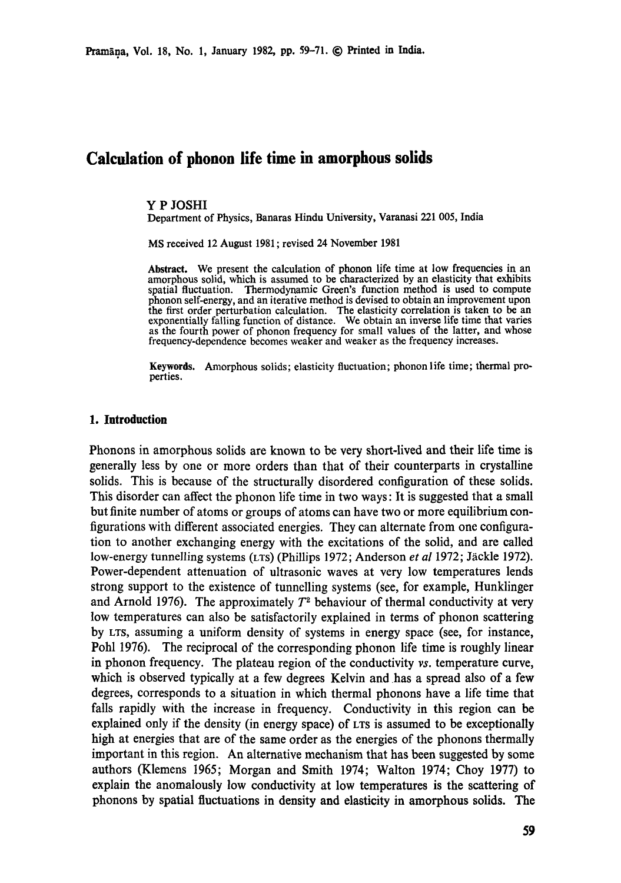# Calculation of phonon life time in amorphous solids

Y P JOSHI

Department of Physics, Banaras Hindu University, Varanasi 221 005, India

MS received 12 August 1981; revised 24 November 1981

**Abstract.** We present the calculation of phonon life time at low frequencies in an amorphous solid, which is assumed to be characterized by an elasticity that exhibits spatial fluctuation. Thermodynamic Green's function method is used to compute phonon self-energy, and an iterative method is devised to obtain an improvement upon the first order perturbation calculation. The elasticity correlation is taken to be an exponentially falling function of distance. We obtain an inverse life time that varies as the fourth power of phonon frequency for small values of the latter, and whose frequency-dependence becomes weaker and weaker as the frequency increases.

**Keywords.** Amorphous solids; elasticity fluctuation; phonon life time; thermal properties.

## 1. Introduction

Phonons in amorphous solids are known to be very short-lived and their life time is generally less by one or more orders than that of their counterparts in crystalline solids. This is because of the structurally disordered configuration of these solids. This disorder can affect the phonon life time in two ways: It is suggested that a small but finite number of atoms or groups of atoms can have two or more equilibrium configurations with different associated energies. They can alternate from one configuration to another exchanging energy with the excitations of the solid, and are called low-energy tunnelling systems (LTS) (Phillips 1972; Anderson *et al* 1972; Jäckle 1972). Power-dependent attenuation of ultrasonic waves at very low temperatures lends strong support to the existence of tunnelling systems (see, for example, Hunklinger and Arnold 1976). The approximately $T^2$ behaviour of thermal conductivity at very low temperatures can also be satisfactorily explained in terms of phonon scattering by LTS, assuming a uniform density of systems in energy space (see, for instance, Pohl 1976). The reciprocal of the corresponding phonon life time is roughly linear in phonon frequency. The plateau region of the conductivity *vs.* temperature curve, which is observed typically at a few degrees Kelvin and has a spread also of a few degrees, corresponds to a situation in which thermal phonons have a life time that falls rapidly with the increase in frequency. Conductivity in this region can be explained only if the density (in energy space) of LTS is assumed to be exceptionally high at energies that are of the same order as the energies of the phonons thermally important in this region. An alternative mechanism that has been suggested by some authors (Klemens 1965; Morgan and Smith 1974; Walton 1974; Choy 1977) to explain the anomalously low conductivity at low temperatures is the scattering of phonons by spatial fluctuations in density and elasticity in amorphous solids. The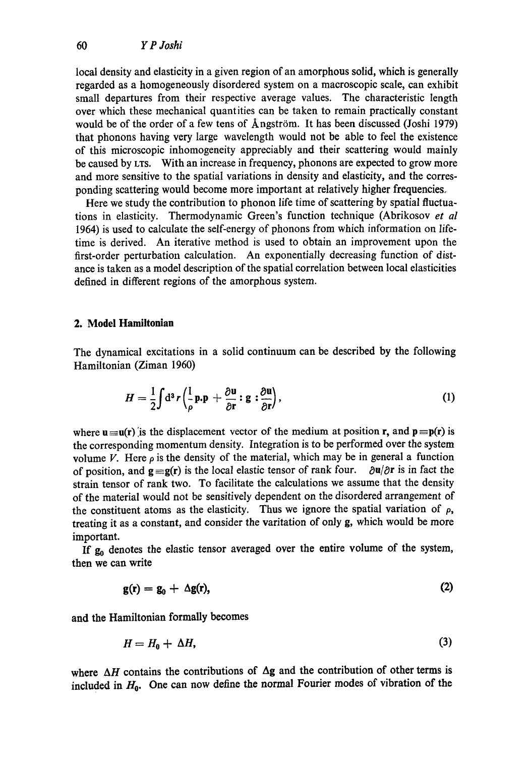local density and elasticity in a given region of an amorphous solid, which is generally regarded as a homogeneously disordered system on a macroscopic scale, can exhibit small departures from their respective average values. The characteristic length over which these mechanical quantities can be taken to remain practically constant would be of the order of a few tens of Ångström. It has been discussed (Joshi 1979) that phonons having very large wavelength would not be able to feel the existence of this microscopic inhomogeneity appreciably and their scattering would mainly be caused by LTS. With an increase in frequency, phonons are expected to grow more and more sensitive to the spatial variations in density and elasticity, and the corresponding scattering would become more important at relatively higher frequencies.

Here we study the contribution to phonon life time of scattering by spatial fluctuations in elasticity. Thermodynamic Green's function technique (Abrikosov *et al* 1964) is used to calculate the self-energy of phonons from which information on lifetime is derived. An iterative method is used to obtain an improvement upon the first-order perturbation calculation. An exponentially decreasing function of distance is taken as a model description of the spatial correlation between local elasticities defined in different regions of the amorphous system.

## 2. Model Hamiltonian

The dynamical excitations in a solid continuum can be described by the following Hamiltonian (Ziman 1960)

$$H = \frac{1}{2}\int d^3 r \left(\frac{1}{\rho}\mathbf{p}.\mathbf{p} + \frac{\partial \mathbf{u}}{\partial \mathbf{r}} : \mathbf{g} : \frac{\partial \mathbf{u}}{\partial \mathbf{r}}\right), \tag{1}$$

where $\mathbf{u} \equiv \mathbf{u}(\mathbf{r})$ is the displacement vector of the medium at position $\mathbf{r}$, and $\mathbf{p} \equiv \mathbf{p}(\mathbf{r})$ is the corresponding momentum density. Integration is to be performed over the system volume $V$. Here $\rho$ is the density of the material, which may be in general a function of position, and $\mathbf{g} \equiv \mathbf{g}(\mathbf{r})$ is the local elastic tensor of rank four. $\partial \mathbf{u}/\partial \mathbf{r}$ is in fact the strain tensor of rank two. To facilitate the calculations we assume that the density of the material would not be sensitively dependent on the disordered arrangement of the constituent atoms as the elasticity. Thus we ignore the spatial variation of $\rho$, treating it as a constant, and consider the varitation of only $\mathbf{g}$, which would be more important.

If $\mathbf{g}_0$ denotes the elastic tensor averaged over the entire volume of the system, then we can write

$$\mathbf{g}(\mathbf{r}) = \mathbf{g}_0 + \Delta\mathbf{g}(\mathbf{r}), \tag{2}$$

and the Hamiltonian formally becomes

$$H = H_0 + \Delta H, \tag{3}$$

where $\Delta H$ contains the contributions of $\Delta \mathbf{g}$ and the contribution of other terms is included in $H_0$. One can now define the normal Fourier modes of vibration of the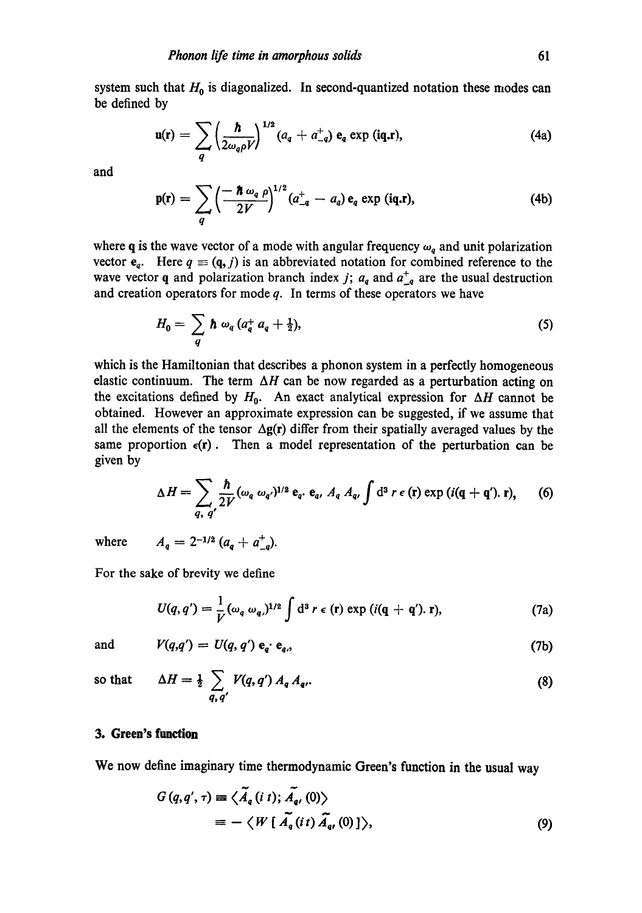system such that $H_0$ is diagonalized. In second-quantized notation these modes can be defined by

$$\mathbf{u}(\mathbf{r}) = \sum_q \left(\frac{\hbar}{2\omega_q \rho V}\right)^{1/2} (a_q + a_{-q}^+) \, \mathbf{e}_q \exp(i\mathbf{q}.\mathbf{r}), \tag{4a}$$

and

$$\mathbf{p}(\mathbf{r}) = \sum_q \left(\frac{-\hbar\, \omega_q\, \rho}{2V}\right)^{1/2} (a_{-q}^+ - a_q) \, \mathbf{e}_q \exp(i\mathbf{q}.\mathbf{r}), \tag{4b}$$

where $\mathbf{q}$ is the wave vector of a mode with angular frequency $\omega_q$ and unit polarization vector $\mathbf{e}_q$. Here $q \equiv (\mathbf{q}, j)$ is an abbreviated notation for combined reference to the wave vector $\mathbf{q}$ and polarization branch index $j$; $a_q$ and $a_{-q}^+$ are the usual destruction and creation operators for mode $q$. In terms of these operators we have

$$H_0 = \sum_q \hbar\, \omega_q \, (a_q^+ a_q + \tfrac{1}{2}), \tag{5}$$

which is the Hamiltonian that describes a phonon system in a perfectly homogeneous elastic continuum. The term $\Delta H$ can be now regarded as a perturbation acting on the excitations defined by $H_0$. An exact analytical expression for $\Delta H$ cannot be obtained. However an approximate expression can be suggested, if we assume that all the elements of the tensor $\Delta \mathbf{g}(\mathbf{r})$ differ from their spatially averaged values by the same proportion $\epsilon(\mathbf{r})$. Then a model representation of the perturbation can be given by

$$\Delta H = \sum_{q,\, q'} \frac{\hbar}{2V} (\omega_q\, \omega_{q'})^{1/2}\, \mathbf{e}_q \cdot \mathbf{e}_{q'}\, A_q\, A_{q'} \int d^3 r\, \epsilon(\mathbf{r}) \exp(i(\mathbf{q} + \mathbf{q}').\,\mathbf{r}), \tag{6}$$

where $\quad A_q = 2^{-1/2} (a_q + a_{-q}^+)$.

For the sake of brevity we define

$$U(q, q') = \frac{1}{V} (\omega_q\, \omega_{q'})^{1/2} \int d^3 r\, \epsilon(\mathbf{r}) \exp(i(\mathbf{q} + \mathbf{q}').\,\mathbf{r}), \tag{7a}$$

and

$$V(q, q') = U(q, q')\, \mathbf{e}_q \cdot \mathbf{e}_{q'}, \tag{7b}$$

so that

$$\Delta H = \tfrac{1}{2} \sum_{q, q'} V(q, q')\, A_q\, A_{q'}. \tag{8}$$

## 3. Green's function

We now define imaginary time thermodynamic Green's function in the usual way

$$\begin{aligned} G(q, q', \tau) &\equiv \langle \tilde{A}_q(i\,t); \tilde{A}_{q'}(0) \rangle \\ &\equiv - \langle W [\, \tilde{A}_q(i\,t)\, \tilde{A}_{q'}(0)\, ] \rangle, \end{aligned} \tag{9}$$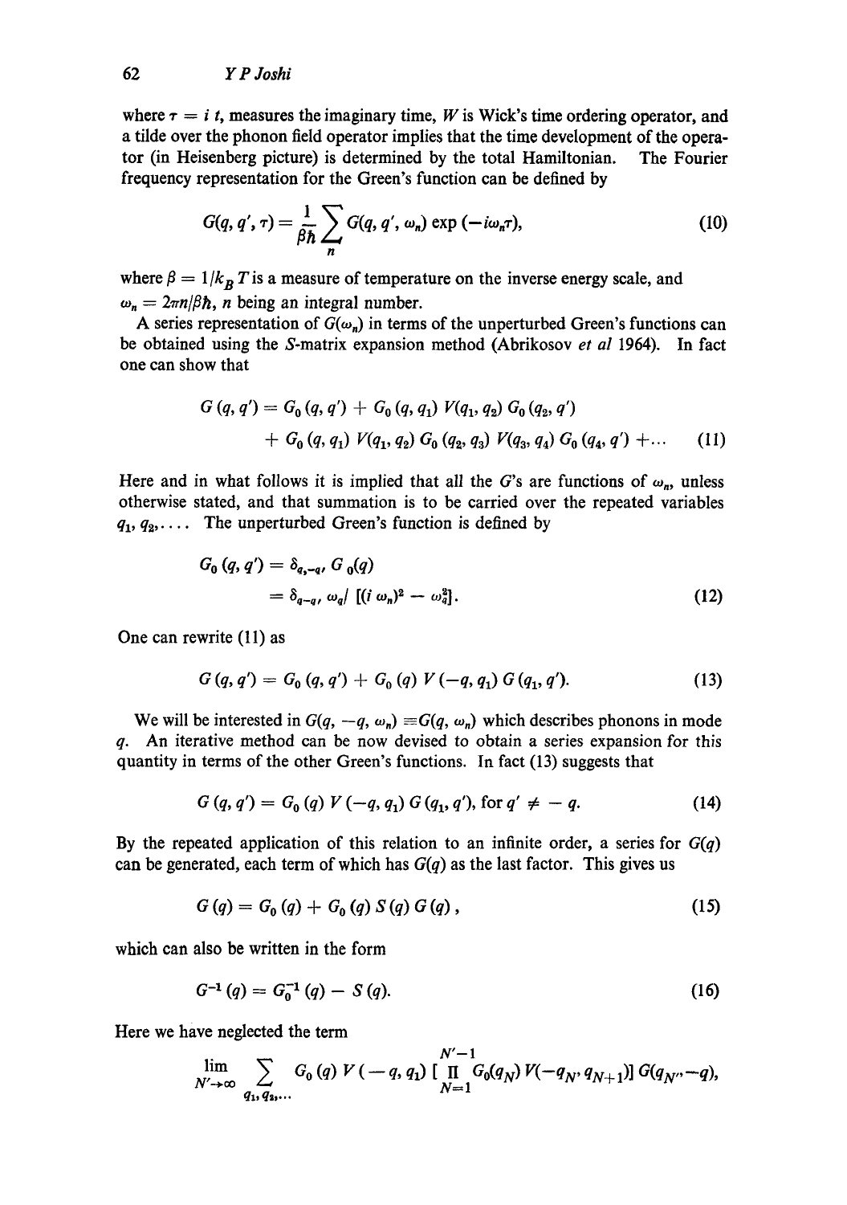where $\tau = i\,t$, measures the imaginary time, $W$ is Wick's time ordering operator, and a tilde over the phonon field operator implies that the time development of the operator (in Heisenberg picture) is determined by the total Hamiltonian. The Fourier frequency representation for the Green's function can be defined by

$$G(q, q', \tau) = \frac{1}{\beta\hbar} \sum_n G(q, q', \omega_n) \exp(-i\omega_n \tau), \tag{10}$$

where $\beta = 1/k_B T$ is a measure of temperature on the inverse energy scale, and $\omega_n = 2\pi n/\beta\hbar$, $n$ being an integral number.

A series representation of $G(\omega_n)$ in terms of the unperturbed Green's functions can be obtained using the $S$-matrix expansion method (Abrikosov *et al* 1964). In fact one can show that

$$G(q, q') = G_0(q, q') + G_0(q, q_1)\, V(q_1, q_2)\, G_0(q_2, q') + G_0(q, q_1)\, V(q_1, q_2)\, G_0(q_2, q_3)\, V(q_3, q_4)\, G_0(q_4, q') + \ldots \tag{11}$$

Here and in what follows it is implied that all the $G$'s are functions of $\omega_n$, unless otherwise stated, and that summation is to be carried over the repeated variables $q_1, q_2, \ldots$. The unperturbed Green's function is defined by

$$\begin{aligned} G_0(q, q') &= \delta_{q,-q'}\, G_0(q) \\ &= \delta_{q-q'}\, \omega_q / \left[(i\,\omega_n)^2 - \omega_q^2\right]. \end{aligned} \tag{12}$$

One can rewrite (11) as

$$G(q, q') = G_0(q, q') + G_0(q)\, V(-q, q_1)\, G(q_1, q'). \tag{13}$$

We will be interested in $G(q, -q, \omega_n) \equiv G(q, \omega_n)$ which describes phonons in mode $q$. An iterative method can be now devised to obtain a series expansion for this quantity in terms of the other Green's functions. In fact (13) suggests that

$$G(q, q') = G_0(q)\, V(-q, q_1)\, G(q_1, q'), \text{ for } q' \neq -q. \tag{14}$$

By the repeated application of this relation to an infinite order, a series for $G(q)$ can be generated, each term of which has $G(q)$ as the last factor. This gives us

$$G(q) = G_0(q) + G_0(q)\, S(q)\, G(q), \tag{15}$$

which can also be written in the form

$$G^{-1}(q) = G_0^{-1}(q) - S(q). \tag{16}$$

Here we have neglected the term

$$\lim_{N' \to \infty} \sum_{q_1, q_2, \ldots} G_0(q)\, V(-q, q_1) \left[\prod_{N=1}^{N'-1} G_0(q_N)\, V(-q_N, q_{N+1})\right] G(q_{N'}, -q),$$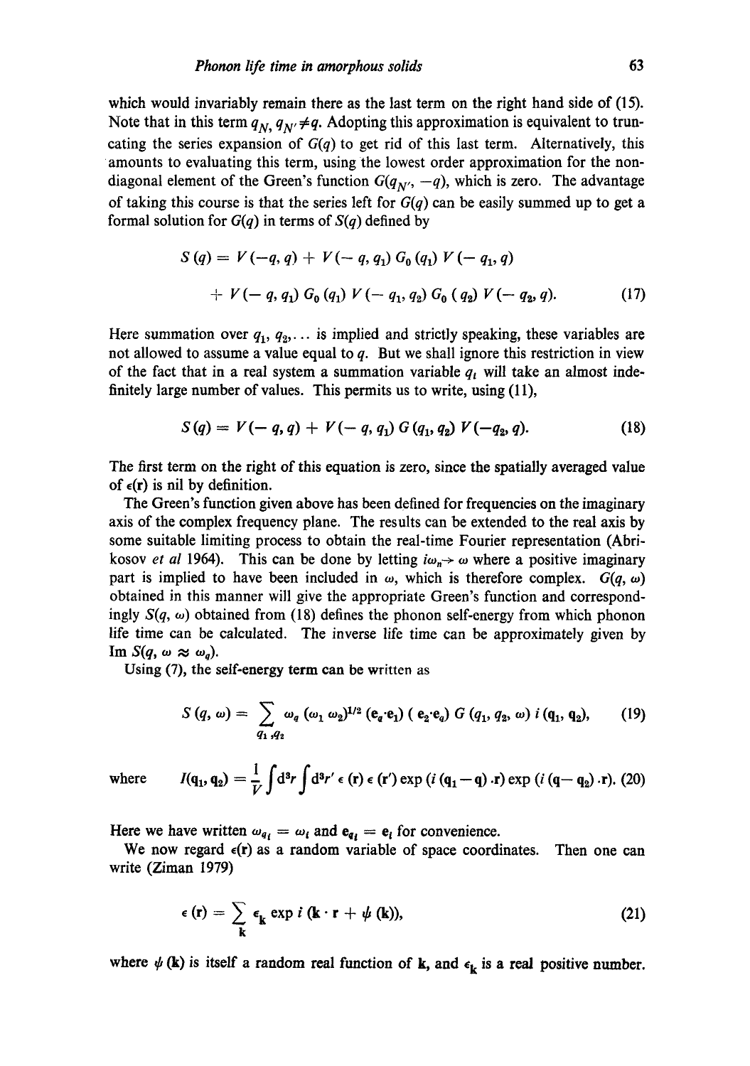which would invariably remain there as the last term on the right hand side of (15). Note that in this term $q_N, q_{N'} \neq q$. Adopting this approximation is equivalent to truncating the series expansion of $G(q)$ to get rid of this last term. Alternatively, this amounts to evaluating this term, using the lowest order approximation for the non-diagonal element of the Green's function $G(q_{N'}, -q)$, which is zero. The advantage of taking this course is that the series left for $G(q)$ can be easily summed up to get a formal solution for $G(q)$ in terms of $S(q)$ defined by

$$S(q) = V(-q, q) + V(-q, q_1) G_0(q_1) V(-q_1, q) + V(-q, q_1) G_0(q_1) V(-q_1, q_2) G_0(q_2) V(-q_2, q). \tag{17}$$

Here summation over $q_1, q_2, \ldots$ is implied and strictly speaking, these variables are not allowed to assume a value equal to $q$. But we shall ignore this restriction in view of the fact that in a real system a summation variable $q_i$ will take an almost indefinitely large number of values. This permits us to write, using (11),

$$S(q) = V(-q, q) + V(-q, q_1) G(q_1, q_2) V(-q_2, q). \tag{18}$$

The first term on the right of this equation is zero, since the spatially averaged value of $\epsilon(\mathbf{r})$ is nil by definition.

The Green's function given above has been defined for frequencies on the imaginary axis of the complex frequency plane. The results can be extended to the real axis by some suitable limiting process to obtain the real-time Fourier representation (Abrikosov *et al* 1964). This can be done by letting $i\omega_n \to \omega$ where a positive imaginary part is implied to have been included in $\omega$, which is therefore complex. $G(q, \omega)$ obtained in this manner will give the appropriate Green's function and correspondingly $S(q, \omega)$ obtained from (18) defines the phonon self-energy from which phonon life time can be calculated. The inverse life time can be approximately given by $\text{Im}\, S(q, \omega \approx \omega_q)$.

Using (7), the self-energy term can be written as

$$S(q, \omega) = \sum_{q_1, q_2} \omega_q (\omega_1 \omega_2)^{1/2} (\mathbf{e}_q \cdot \mathbf{e}_1)(\mathbf{e}_2 \cdot \mathbf{e}_q) G(q_1, q_2, \omega)\, i(\mathbf{q}_1, \mathbf{q}_2), \tag{19}$$

where

$$I(\mathbf{q}_1, \mathbf{q}_2) = \frac{1}{V} \int d^3r \int d^3r'\, \epsilon(\mathbf{r})\, \epsilon(\mathbf{r}') \exp(i(\mathbf{q}_1 - \mathbf{q}) \cdot \mathbf{r}) \exp(i(\mathbf{q} - \mathbf{q}_2) \cdot \mathbf{r}). \tag{20}$$

Here we have written $\omega_{q_i} = \omega_i$ and $\mathbf{e}_{q_i} = \mathbf{e}_i$ for convenience.

We now regard $\epsilon(\mathbf{r})$ as a random variable of space coordinates. Then one can write (Ziman 1979)

$$\epsilon(\mathbf{r}) = \sum_{\mathbf{k}} \epsilon_{\mathbf{k}} \exp i(\mathbf{k} \cdot \mathbf{r} + \psi(\mathbf{k})), \tag{21}$$

where $\psi(\mathbf{k})$ is itself a random real function of $\mathbf{k}$, and $\epsilon_{\mathbf{k}}$ is a real positive number.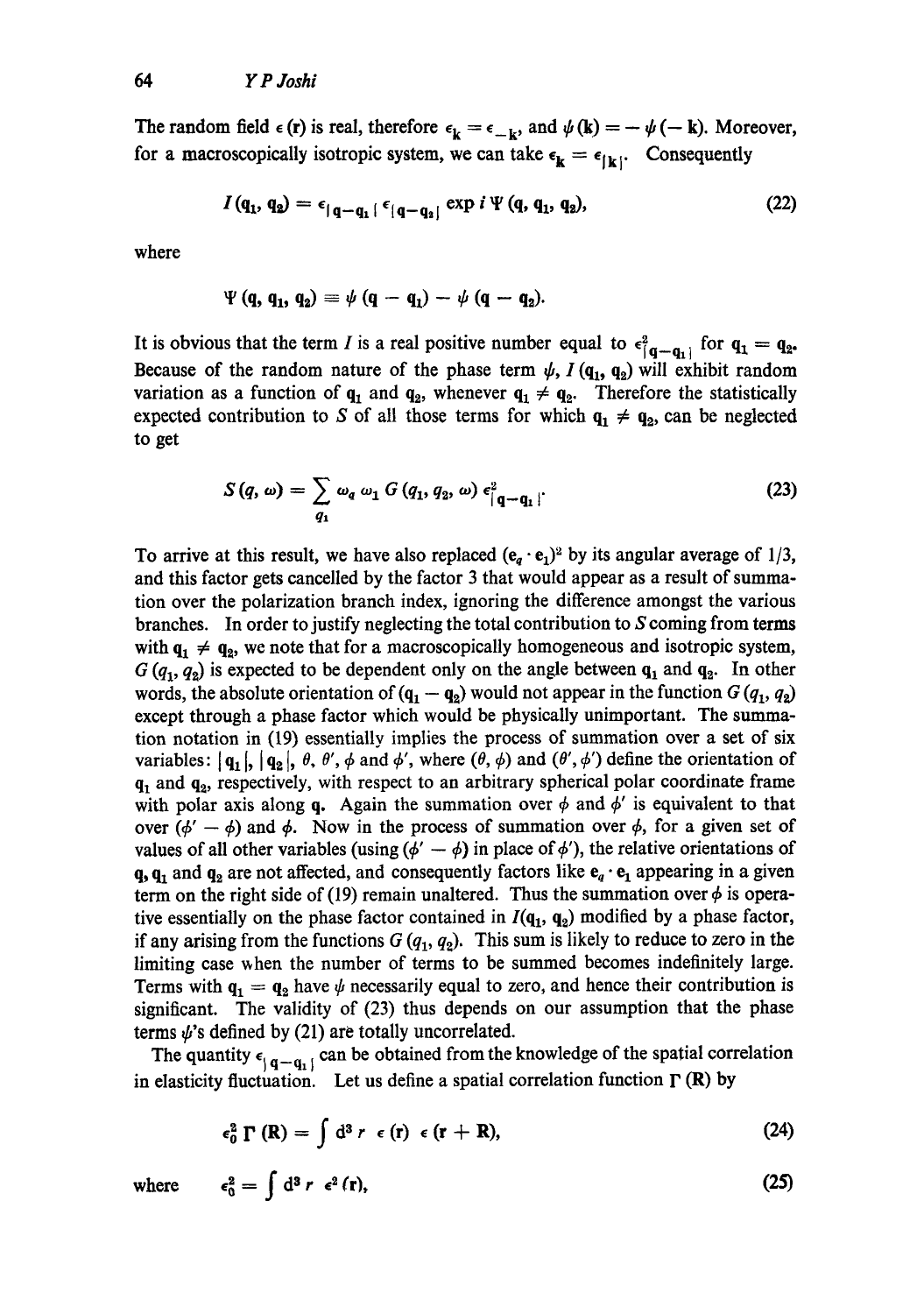The random field $\epsilon(\mathbf{r})$ is real, therefore $\epsilon_{\mathbf{k}} = \epsilon_{-\mathbf{k}}$, and $\psi(\mathbf{k}) = -\psi(-\mathbf{k})$. Moreover, for a macroscopically isotropic system, we can take $\epsilon_{\mathbf{k}} = \epsilon_{|\mathbf{k}|}$. Consequently

$$I(\mathbf{q}_1, \mathbf{q}_2) = \epsilon_{|\mathbf{q}-\mathbf{q}_1|}\, \epsilon_{|\mathbf{q}-\mathbf{q}_2|} \exp i\, \Psi(\mathbf{q}, \mathbf{q}_1, \mathbf{q}_2), \tag{22}$$

where

$$\Psi(\mathbf{q}, \mathbf{q}_1, \mathbf{q}_2) \equiv \psi(\mathbf{q} - \mathbf{q}_1) - \psi(\mathbf{q} - \mathbf{q}_2).$$

It is obvious that the term $I$ is a real positive number equal to $\epsilon^2_{|\mathbf{q}-\mathbf{q}_1|}$ for $\mathbf{q}_1 = \mathbf{q}_2$. Because of the random nature of the phase term $\psi$, $I(\mathbf{q}_1, \mathbf{q}_2)$ will exhibit random variation as a function of $\mathbf{q}_1$ and $\mathbf{q}_2$, whenever $\mathbf{q}_1 \neq \mathbf{q}_2$. Therefore the statistically expected contribution to $S$ of all those terms for which $\mathbf{q}_1 \neq \mathbf{q}_2$, can be neglected to get

$$S(q, \omega) = \sum_{q_1} \omega_q\, \omega_1\, G(q_1, q_2, \omega)\, \epsilon^2_{|\mathbf{q}-\mathbf{q}_1|}. \tag{23}$$

To arrive at this result, we have also replaced $(\mathbf{e}_q \cdot \mathbf{e}_1)^2$ by its angular average of 1/3, and this factor gets cancelled by the factor 3 that would appear as a result of summation over the polarization branch index, ignoring the difference amongst the various branches. In order to justify neglecting the total contribution to $S$ coming from terms with $\mathbf{q}_1 \neq \mathbf{q}_2$, we note that for a macroscopically homogeneous and isotropic system, $G(q_1, q_2)$ is expected to be dependent only on the angle between $\mathbf{q}_1$ and $\mathbf{q}_2$. In other words, the absolute orientation of $(\mathbf{q}_1 - \mathbf{q}_2)$ would not appear in the function $G(q_1, q_2)$ except through a phase factor which would be physically unimportant. The summation notation in (19) essentially implies the process of summation over a set of six variables: $|\mathbf{q}_1|$, $|\mathbf{q}_2|$, $\theta$, $\theta'$, $\phi$ and $\phi'$, where $(\theta, \phi)$ and $(\theta', \phi')$ define the orientation of $\mathbf{q}_1$ and $\mathbf{q}_2$, respectively, with respect to an arbitrary spherical polar coordinate frame with polar axis along $\mathbf{q}$. Again the summation over $\phi$ and $\phi'$ is equivalent to that over $(\phi' - \phi)$ and $\phi$. Now in the process of summation over $\phi$, for a given set of values of all other variables (using $(\phi' - \phi)$ in place of $\phi'$), the relative orientations of $\mathbf{q}$, $\mathbf{q}_1$ and $\mathbf{q}_2$ are not affected, and consequently factors like $\mathbf{e}_q \cdot \mathbf{e}_1$ appearing in a given term on the right side of (19) remain unaltered. Thus the summation over $\phi$ is operative essentially on the phase factor contained in $I(\mathbf{q}_1, \mathbf{q}_2)$ modified by a phase factor, if any arising from the functions $G(q_1, q_2)$. This sum is likely to reduce to zero in the limiting case when the number of terms to be summed becomes indefinitely large. Terms with $\mathbf{q}_1 = \mathbf{q}_2$ have $\psi$ necessarily equal to zero, and hence their contribution is significant. The validity of (23) thus depends on our assumption that the phase terms $\psi$'s defined by (21) are totally uncorrelated.

The quantity $\epsilon_{|\mathbf{q}-\mathbf{q}_1|}$ can be obtained from the knowledge of the spatial correlation in elasticity fluctuation. Let us define a spatial correlation function $\Gamma(\mathbf{R})$ by

$$\epsilon_0^2\, \Gamma(\mathbf{R}) = \int \mathrm{d}^3 r\; \epsilon(\mathbf{r})\, \epsilon(\mathbf{r} + \mathbf{R}), \tag{24}$$

where

$$\epsilon_0^2 = \int \mathrm{d}^3 r\; \epsilon^2(\mathbf{r}), \tag{25}$$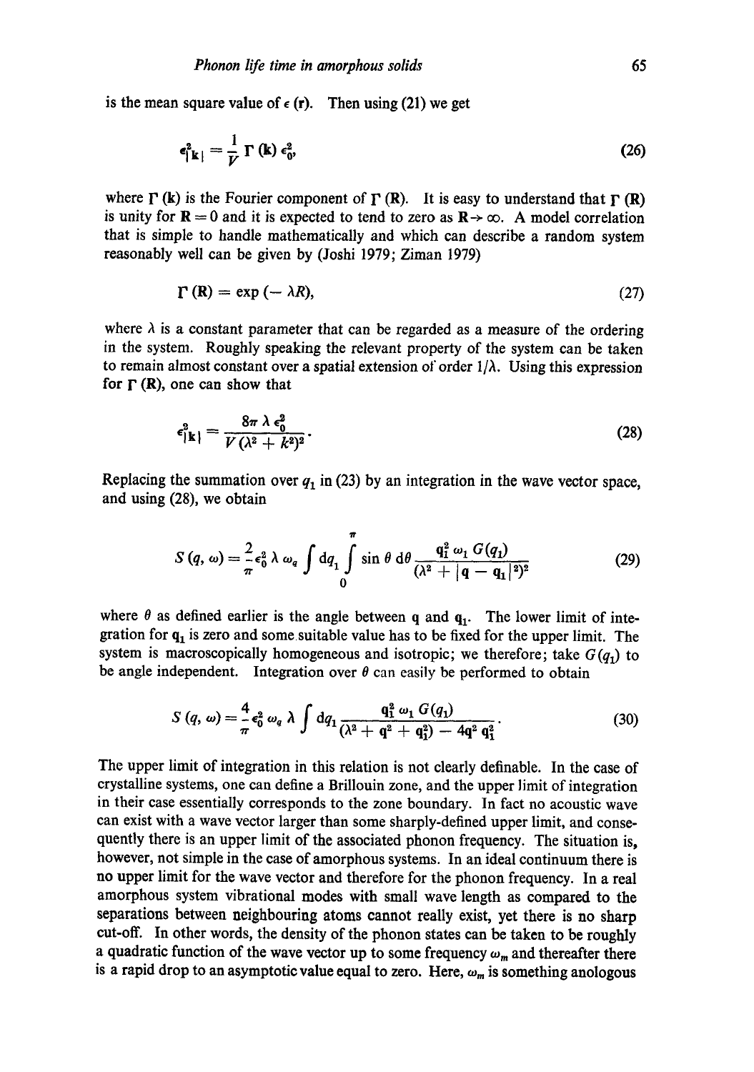is the mean square value of $\epsilon$ (**r**). Then using (21) we get

$$\epsilon^2_{|\mathbf{k}|} = \frac{1}{V} \Gamma(\mathbf{k}) \epsilon_0^2, \tag{26}$$

where $\Gamma$ (**k**) is the Fourier component of $\Gamma$ (**R**). It is easy to understand that $\Gamma$ (**R**) is unity for **R** = 0 and it is expected to tend to zero as **R** → ∞. A model correlation that is simple to handle mathematically and which can describe a random system reasonably well can be given by (Joshi 1979; Ziman 1979)

$$\Gamma(\mathbf{R}) = \exp(-\lambda R), \tag{27}$$

where $\lambda$ is a constant parameter that can be regarded as a measure of the ordering in the system. Roughly speaking the relevant property of the system can be taken to remain almost constant over a spatial extension of order $1/\lambda$. Using this expression for $\Gamma$ (**R**), one can show that

$$\epsilon^2_{|\mathbf{k}|} = \frac{8\pi \lambda \epsilon_0^2}{V(\lambda^2 + k^2)^2}. \tag{28}$$

Replacing the summation over $q_1$ in (23) by an integration in the wave vector space, and using (28), we obtain

$$S(q, \omega) = \frac{2}{\pi} \epsilon_0^2 \lambda \omega_q \int \mathrm{d}q_1 \int_0^{\pi} \sin\theta \, \mathrm{d}\theta \frac{q_1^2 \omega_1 G(q_1)}{(\lambda^2 + |\mathbf{q} - \mathbf{q}_1|^2)^2} \tag{29}$$

where $\theta$ as defined earlier is the angle between **q** and $\mathbf{q}_1$. The lower limit of integration for $\mathbf{q}_1$ is zero and some suitable value has to be fixed for the upper limit. The system is macroscopically homogeneous and isotropic; we therefore; take $G(q_1)$ to be angle independent. Integration over $\theta$ can easily be performed to obtain

$$S(q, \omega) = \frac{4}{\pi} \epsilon_0^2 \omega_q \lambda \int \mathrm{d}q_1 \frac{q_1^2 \omega_1 G(q_1)}{(\lambda^2 + q^2 + q_1^2) - 4q^2 q_1^2}. \tag{30}$$

The upper limit of integration in this relation is not clearly definable. In the case of crystalline systems, one can define a Brillouin zone, and the upper limit of integration in their case essentially corresponds to the zone boundary. In fact no acoustic wave can exist with a wave vector larger than some sharply-defined upper limit, and consequently there is an upper limit of the associated phonon frequency. The situation is, however, not simple in the case of amorphous systems. In an ideal continuum there is no upper limit for the wave vector and therefore for the phonon frequency. In a real amorphous system vibrational modes with small wave length as compared to the separations between neighbouring atoms cannot really exist, yet there is no sharp cut-off. In other words, the density of the phonon states can be taken to be roughly a quadratic function of the wave vector up to some frequency $\omega_m$ and thereafter there is a rapid drop to an asymptotic value equal to zero. Here, $\omega_m$ is something anologous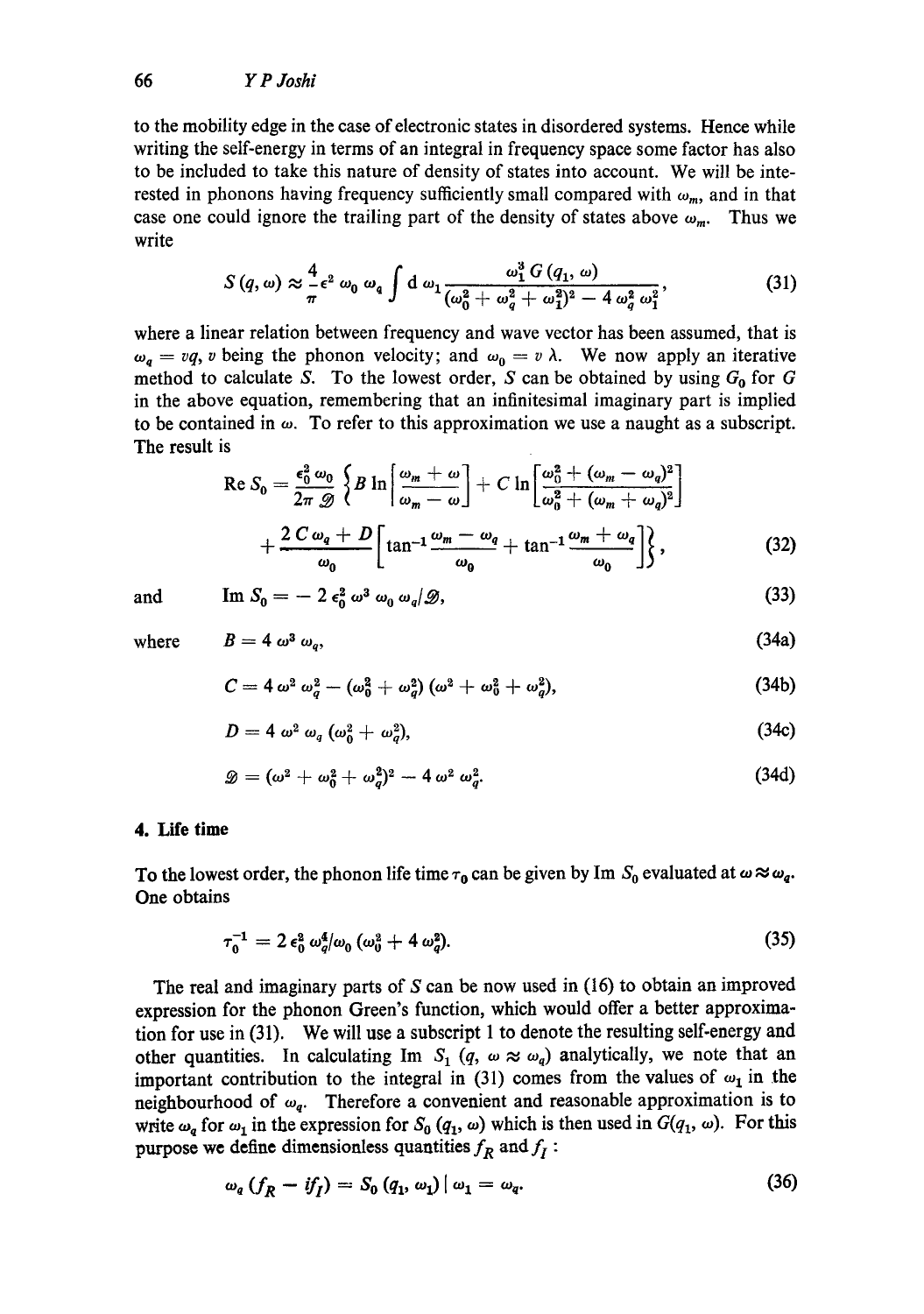to the mobility edge in the case of electronic states in disordered systems. Hence while writing the self-energy in terms of an integral in frequency space some factor has also to be included to take this nature of density of states into account. We will be interested in phonons having frequency sufficiently small compared with $\omega_m$, and in that case one could ignore the trailing part of the density of states above $\omega_m$. Thus we write

$$S(q, \omega) \approx \frac{4}{\pi} \epsilon^2 \omega_0 \omega_q \int d\omega_1 \frac{\omega_1^3 G(q_1, \omega)}{(\omega_0^2 + \omega_q^2 + \omega_1^2)^2 - 4\omega_q^2 \omega_1^2}, \tag{31}$$

where a linear relation between frequency and wave vector has been assumed, that is $\omega_q = vq$, $v$ being the phonon velocity; and $\omega_0 = v\lambda$. We now apply an iterative method to calculate $S$. To the lowest order, $S$ can be obtained by using $G_0$ for $G$ in the above equation, remembering that an infinitesimal imaginary part is implied to be contained in $\omega$. To refer to this approximation we use a naught as a subscript. The result is

$$\operatorname{Re} S_0 = \frac{\epsilon_0^2 \omega_0}{2\pi \mathscr{D}} \left\{ B \ln \left[ \frac{\omega_m + \omega}{\omega_m - \omega} \right] + C \ln \left[ \frac{\omega_0^2 + (\omega_m - \omega_q)^2}{\omega_0^2 + (\omega_m + \omega_q)^2} \right] + \frac{2C\omega_q + D}{\omega_0} \left[ \tan^{-1} \frac{\omega_m - \omega_q}{\omega_0} + \tan^{-1} \frac{\omega_m + \omega_q}{\omega_0} \right] \right\}, \tag{32}$$

and

$$\operatorname{Im} S_0 = -2\epsilon_0^2 \omega^3 \omega_0 \omega_q / \mathscr{D}, \tag{33}$$

where

$$B = 4\omega^3 \omega_q, \tag{34a}$$

$$C = 4\omega^2 \omega_q^2 - (\omega_0^2 + \omega_q^2)(\omega^2 + \omega_0^2 + \omega_q^2), \tag{34b}$$

$$D = 4\omega^2 \omega_q (\omega_0^2 + \omega_q^2), \tag{34c}$$

$$\mathscr{D} = (\omega^2 + \omega_0^2 + \omega_q^2)^2 - 4\omega^2 \omega_q^2. \tag{34d}$$

## 4. Life time

To the lowest order, the phonon life time $\tau_0$ can be given by Im $S_0$ evaluated at $\omega \approx \omega_q$. One obtains

$$\tau_0^{-1} = 2\epsilon_0^2 \omega_q^4 / \omega_0 (\omega_0^2 + 4\omega_q^2). \tag{35}$$

The real and imaginary parts of $S$ can be now used in (16) to obtain an improved expression for the phonon Green's function, which would offer a better approximation for use in (31). We will use a subscript 1 to denote the resulting self-energy and other quantities. In calculating Im $S_1$ ($q$, $\omega \approx \omega_q$) analytically, we note that an important contribution to the integral in (31) comes from the values of $\omega_1$ in the neighbourhood of $\omega_q$. Therefore a convenient and reasonable approximation is to write $\omega_q$ for $\omega_1$ in the expression for $S_0(q_1, \omega)$ which is then used in $G(q_1, \omega)$. For this purpose we define dimensionless quantities $f_R$ and $f_I$:

$$\omega_q (f_R - i f_I) = S_0(q_1, \omega_1) \mid \omega_1 = \omega_q. \tag{36}$$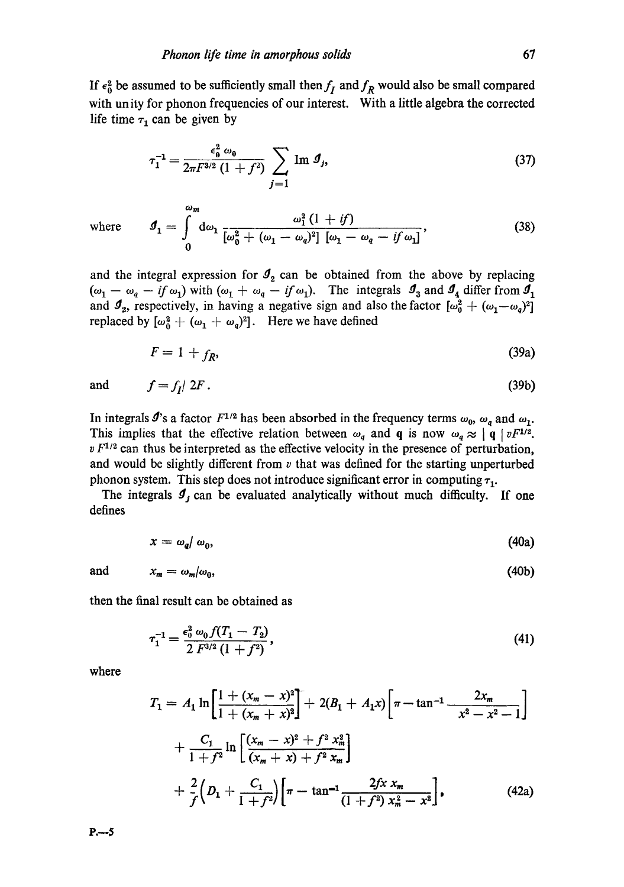If $\epsilon_0^2$ be assumed to be sufficiently small then $f_I$ and $f_R$ would also be small compared with unity for phonon frequencies of our interest. With a little algebra the corrected life time $\tau_1$ can be given by

$$\tau_1^{-1} = \frac{\epsilon_0^2 \, \omega_0}{2\pi F^{3/2} (1 + f^2)} \sum_{j=1} \operatorname{Im} \mathcal{I}_j, \tag{37}$$

where

$$\mathcal{I}_1 = \int_0^{\omega_m} \mathrm{d}\omega_1 \, \frac{\omega_1^2 (1 + if)}{[\omega_0^2 + (\omega_1 - \omega_q)^2] \, [\omega_1 - \omega_q - if \omega_1]}, \tag{38}$$

and the integral expression for $\mathcal{I}_2$ can be obtained from the above by replacing $(\omega_1 - \omega_q - if\omega_1)$ with $(\omega_1 + \omega_q - if\omega_1)$. The integrals $\mathcal{I}_3$ and $\mathcal{I}_4$ differ from $\mathcal{I}_1$ and $\mathcal{I}_2$, respectively, in having a negative sign and also the factor $[\omega_0^2 + (\omega_1 - \omega_q)^2]$ replaced by $[\omega_0^2 + (\omega_1 + \omega_q)^2]$. Here we have defined

$$F = 1 + f_R, \tag{39a}$$

and

$$f = f_I / \, 2F. \tag{39b}$$

In integrals $\mathcal{I}$'s a factor $F^{1/2}$ has been absorbed in the frequency terms $\omega_0$, $\omega_q$ and $\omega_1$. This implies that the effective relation between $\omega_q$ and $\mathbf{q}$ is now $\omega_q \approx |\, \mathbf{q} \,| \, vF^{1/2}$. $v F^{1/2}$ can thus be interpreted as the effective velocity in the presence of perturbation, and would be slightly different from $v$ that was defined for the starting unperturbed phonon system. This step does not introduce significant error in computing $\tau_1$.

The integrals $\mathcal{I}_j$ can be evaluated analytically without much difficulty. If one defines

$$x = \omega_q / \, \omega_0, \tag{40a}$$

and

$$x_m = \omega_m / \omega_0, \tag{40b}$$

then the final result can be obtained as

$$\tau_1^{-1} = \frac{\epsilon_0^2 \, \omega_0 f (T_1 - T_2)}{2 \, F^{3/2} (1 + f^2)}, \tag{41}$$

where

$$\begin{aligned} T_1 = {} & A_1 \ln \left[ \frac{1 + (x_m - x)^2}{1 + (x_m + x)^2} \right] + 2(B_1 + A_1 x) \left[ \pi - \tan^{-1} \frac{2x_m}{x^2 - x^2 - 1} \right] \\ & + \frac{C_1}{1 + f^2} \ln \left[ \frac{(x_m - x)^2 + f^2 x_m^2}{(x_m + x) + f^2 x_m} \right] \\ & + \frac{2}{f} \left( D_1 + \frac{C_1}{1 + f^2} \right) \left[ \pi - \tan^{-1} \frac{2fx \, x_m}{(1 + f^2) \, x_m^2 - x^2} \right]. \end{aligned} \tag{42a}$$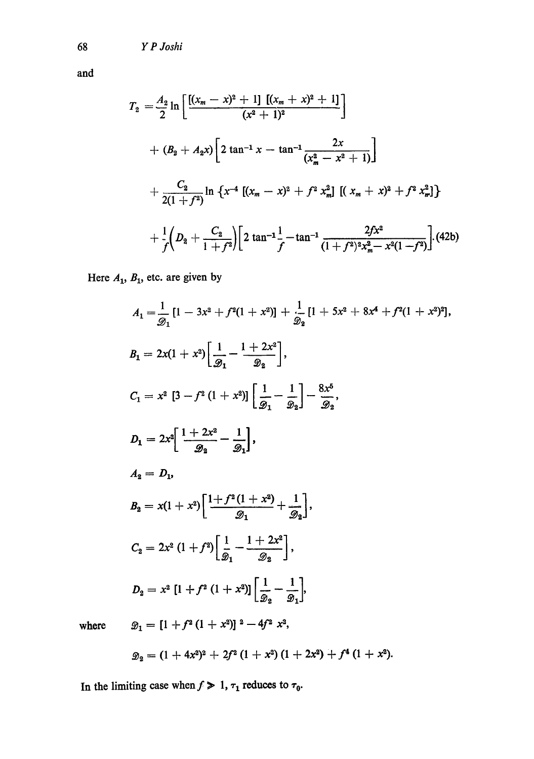and

$$T_2 = \frac{A_2}{2} \ln \left[ \frac{[(x_m - x)^2 + 1] \, [(x_m + x)^2 + 1]}{(x^2 + 1)^2} \right]$$

$$+ (B_2 + A_2 x) \left[ 2 \tan^{-1} x - \tan^{-1} \frac{2x}{(x_m^2 - x^2 + 1)} \right]$$

$$+ \frac{C_2}{2(1 + f^2)} \ln \left\{ x^{-4} \, [(x_m - x)^2 + f^2 x_m^2] \, [( x_m + x)^2 + f^2 x_m^2] \right\}$$

$$+ \frac{1}{f} \left( D_2 + \frac{C_2}{1 + f^2} \right) \left[ 2 \tan^{-1} \frac{1}{f} - \tan^{-1} \frac{2 f x^2}{(1 + f^2)^2 x_m^2 - x^2 (1 - f^2)} \right]. \quad (42b)$$

Here $A_1$, $B_1$, etc. are given by

$$A_1 = \frac{1}{\mathscr{D}_1} \left[ 1 - 3x^2 + f^2 (1 + x^2) \right] + \frac{1}{\mathscr{D}_2} \left[ 1 + 5x^2 + 8x^4 + f^2 (1 + x^2)^2 \right],$$

$$B_1 = 2x(1 + x^2) \left[ \frac{1}{\mathscr{D}_1} - \frac{1 + 2x^2}{\mathscr{D}_2} \right],$$

$$C_1 = x^2 \left[ 3 - f^2 (1 + x^2) \right] \left[ \frac{1}{\mathscr{D}_1} - \frac{1}{\mathscr{D}_2} \right] - \frac{8x^5}{\mathscr{D}_2},$$

$$D_1 = 2x^2 \left[ \frac{1 + 2x^2}{\mathscr{D}_2} - \frac{1}{\mathscr{D}_1} \right],$$

$$A_2 = D_1,$$

$$B_2 = x(1 + x^2) \left[ \frac{1 + f^2 (1 + x^2)}{\mathscr{D}_1} + \frac{1}{\mathscr{D}_2} \right],$$

$$C_2 = 2x^2 (1 + f^2) \left[ \frac{1}{\mathscr{D}_1} - \frac{1 + 2x^2}{\mathscr{D}_2} \right],$$

$$D_2 = x^2 \left[ 1 + f^2 (1 + x^2) \right] \left[ \frac{1}{\mathscr{D}_2} - \frac{1}{\mathscr{D}_1} \right],$$

where

$$\mathscr{D}_1 = \left[ 1 + f^2 (1 + x^2) \right]^2 - 4 f^2 x^2,$$

$$\mathscr{D}_2 = (1 + 4x^2)^2 + 2 f^2 (1 + x^2)(1 + 2x^2) + f^4 (1 + x^2).$$

In the limiting case when $f \gg 1$, $\tau_1$ reduces to $\tau_0$.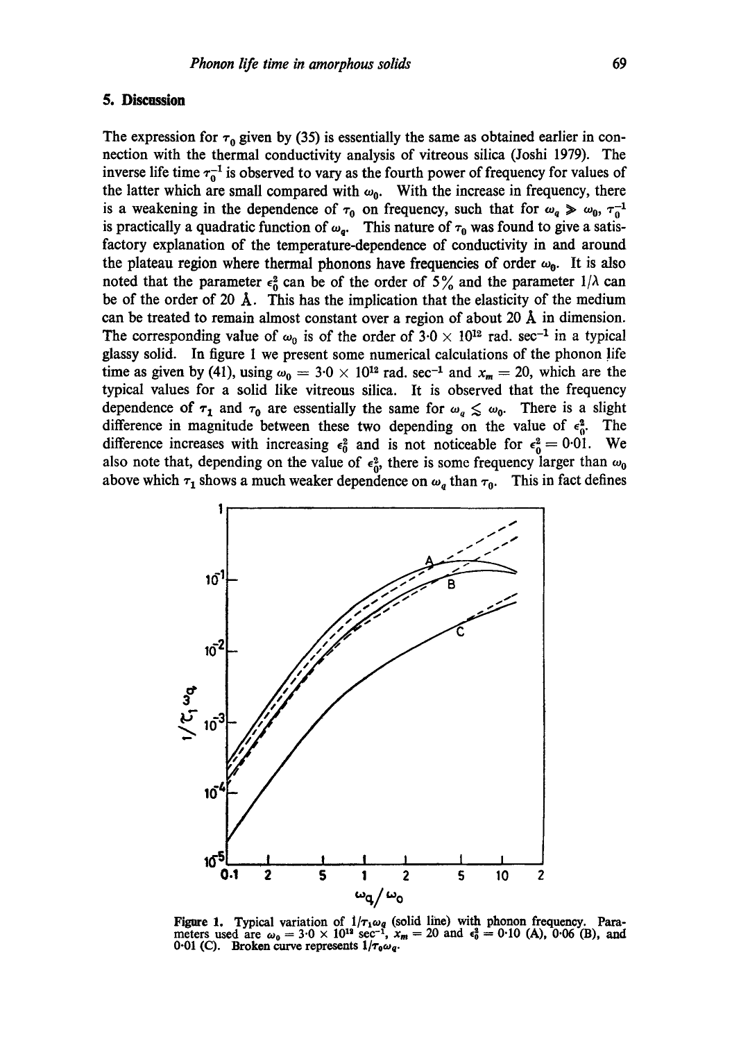## 5. Discussion

The expression for $\tau_0$ given by (35) is essentially the same as obtained earlier in connection with the thermal conductivity analysis of vitreous silica (Joshi 1979). The inverse life time $\tau_0^{-1}$ is observed to vary as the fourth power of frequency for values of the latter which are small compared with $\omega_0$. With the increase in frequency, there is a weakening in the dependence of $\tau_0$ on frequency, such that for $\omega_q \gg \omega_0$, $\tau_0^{-1}$ is practically a quadratic function of $\omega_q$. This nature of $\tau_0$ was found to give a satisfactory explanation of the temperature-dependence of conductivity in and around the plateau region where thermal phonons have frequencies of order $\omega_0$. It is also noted that the parameter $\epsilon_0^2$ can be of the order of 5% and the parameter $1/\lambda$ can be of the order of 20 Å. This has the implication that the elasticity of the medium can be treated to remain almost constant over a region of about 20 Å in dimension. The corresponding value of $\omega_0$ is of the order of $3{\cdot}0 \times 10^{12}$ rad. sec$^{-1}$ in a typical glassy solid. In figure 1 we present some numerical calculations of the phonon life time as given by (41), using $\omega_0 = 3{\cdot}0 \times 10^{12}$ rad. sec$^{-1}$ and $x_m = 20$, which are the typical values for a solid like vitreous silica. It is observed that the frequency dependence of $\tau_1$ and $\tau_0$ are essentially the same for $\omega_q \lesssim \omega_0$. There is a slight difference in magnitude between these two depending on the value of $\epsilon_0^2$. The difference increases with increasing $\epsilon_0^2$ and is not noticeable for $\epsilon_0^2 = 0{\cdot}01$. We also note that, depending on the value of $\epsilon_0^2$, there is some frequency larger than $\omega_0$ above which $\tau_1$ shows a much weaker dependence on $\omega_q$ than $\tau_0$. This in fact defines

**Figure 1.** Typical variation of $1/\tau_1\omega_q$ (solid line) with phonon frequency. Parameters used are $\omega_0 = 3{\cdot}0 \times 10^{12}$ sec$^{-1}$, $x_m = 20$ and $\epsilon_0^2 = 0{\cdot}10$ (A), $0{\cdot}06$ (B), and $0{\cdot}01$ (C). Broken curve represents $1/\tau_0\omega_q$.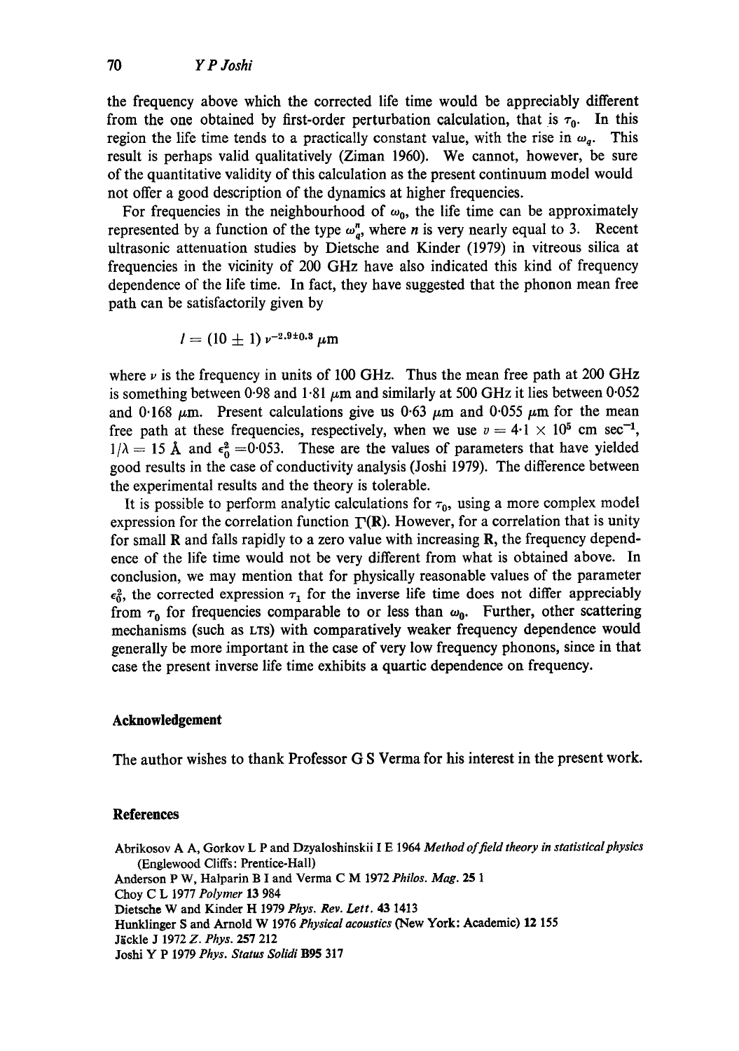the frequency above which the corrected life time would be appreciably different from the one obtained by first-order perturbation calculation, that is $\tau_0$. In this region the life time tends to a practically constant value, with the rise in $\omega_q$. This result is perhaps valid qualitatively (Ziman 1960). We cannot, however, be sure of the quantitative validity of this calculation as the present continuum model would not offer a good description of the dynamics at higher frequencies.

For frequencies in the neighbourhood of $\omega_0$, the life time can be approximately represented by a function of the type $\omega_q^n$, where $n$ is very nearly equal to 3. Recent ultrasonic attenuation studies by Dietsche and Kinder (1979) in vitreous silica at frequencies in the vicinity of 200 GHz have also indicated this kind of frequency dependence of the life time. In fact, they have suggested that the phonon mean free path can be satisfactorily given by

$$l = (10 \pm 1)\, \nu^{-2.9 \pm 0.3}\ \mu\text{m}$$

where $\nu$ is the frequency in units of 100 GHz. Thus the mean free path at 200 GHz is something between 0·98 and 1·81 $\mu$m and similarly at 500 GHz it lies between 0·052 and 0·168 $\mu$m. Present calculations give us 0·63 $\mu$m and 0·055 $\mu$m for the mean free path at these frequencies, respectively, when we use $v = 4{\cdot}1 \times 10^5$ cm sec$^{-1}$, $1/\lambda = 15$ Å and $\epsilon_0^2 = 0{\cdot}053$. These are the values of parameters that have yielded good results in the case of conductivity analysis (Joshi 1979). The difference between the experimental results and the theory is tolerable.

It is possible to perform analytic calculations for $\tau_0$, using a more complex model expression for the correlation function $\Gamma(\mathbf{R})$. However, for a correlation that is unity for small $\mathbf{R}$ and falls rapidly to a zero value with increasing $\mathbf{R}$, the frequency dependence of the life time would not be very different from what is obtained above. In conclusion, we may mention that for physically reasonable values of the parameter $\epsilon_0^2$, the corrected expression $\tau_1$ for the inverse life time does not differ appreciably from $\tau_0$ for frequencies comparable to or less than $\omega_0$. Further, other scattering mechanisms (such as LTS) with comparatively weaker frequency dependence would generally be more important in the case of very low frequency phonons, since in that case the present inverse life time exhibits a quartic dependence on frequency.

## Acknowledgement

The author wishes to thank Professor G S Verma for his interest in the present work.

## References

Abrikosov A A, Gorkov L P and Dzyaloshinskii I E 1964 *Method of field theory in statistical physics* (Englewood Cliffs: Prentice-Hall)

Anderson P W, Halparin B I and Verma C M 1972 *Philos. Mag.* **25** 1

Choy C L 1977 *Polymer* **13** 984

Dietsche W and Kinder H 1979 *Phys. Rev. Lett.* **43** 1413

Hunklinger S and Arnold W 1976 *Physical acoustics* (New York: Academic) **12** 155

Jäckle J 1972 *Z. Phys.* **257** 212

Joshi Y P 1979 *Phys. Status Solidi* **B95** 317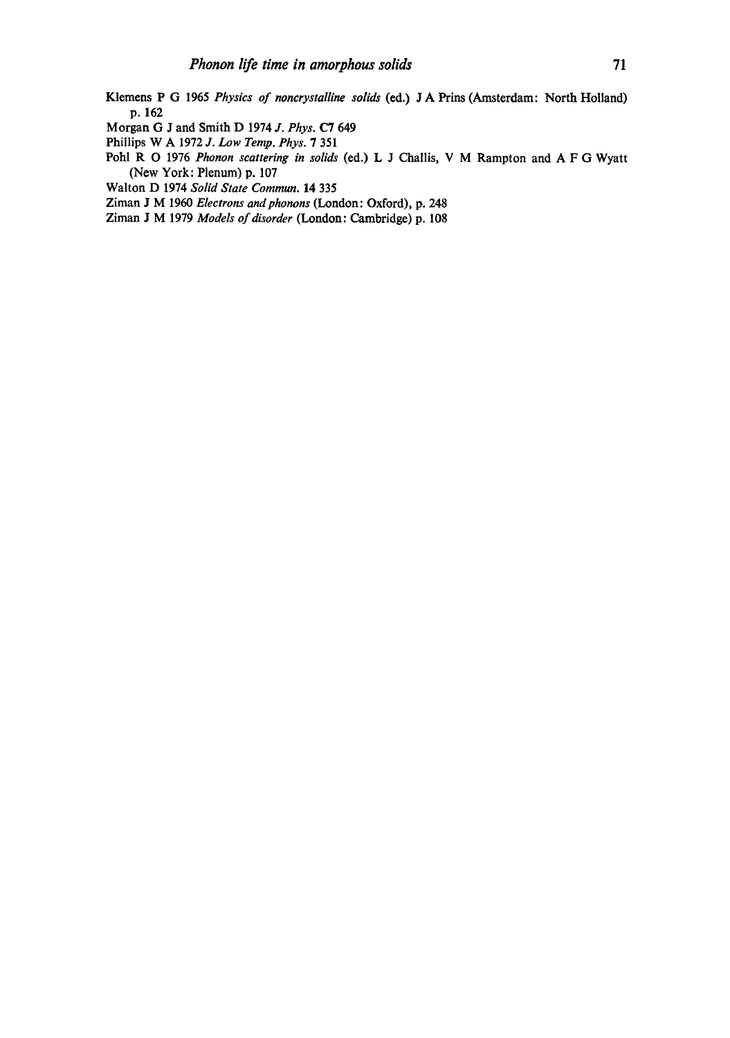Klemens P G 1965 *Physics of noncrystalline solids* (ed.) J A Prins (Amsterdam: North Holland) p. 162

Morgan G J and Smith D 1974 *J. Phys.* **C7** 649

Phillips W A 1972 *J. Low Temp. Phys.* **7** 351

Pohl R O 1976 *Phonon scattering in solids* (ed.) L J Challis, V M Rampton and A F G Wyatt (New York: Plenum) p. 107

Walton D 1974 *Solid State Commun.* **14** 335

Ziman J M 1960 *Electrons and phonons* (London: Oxford), p. 248

Ziman J M 1979 *Models of disorder* (London: Cambridge) p. 108